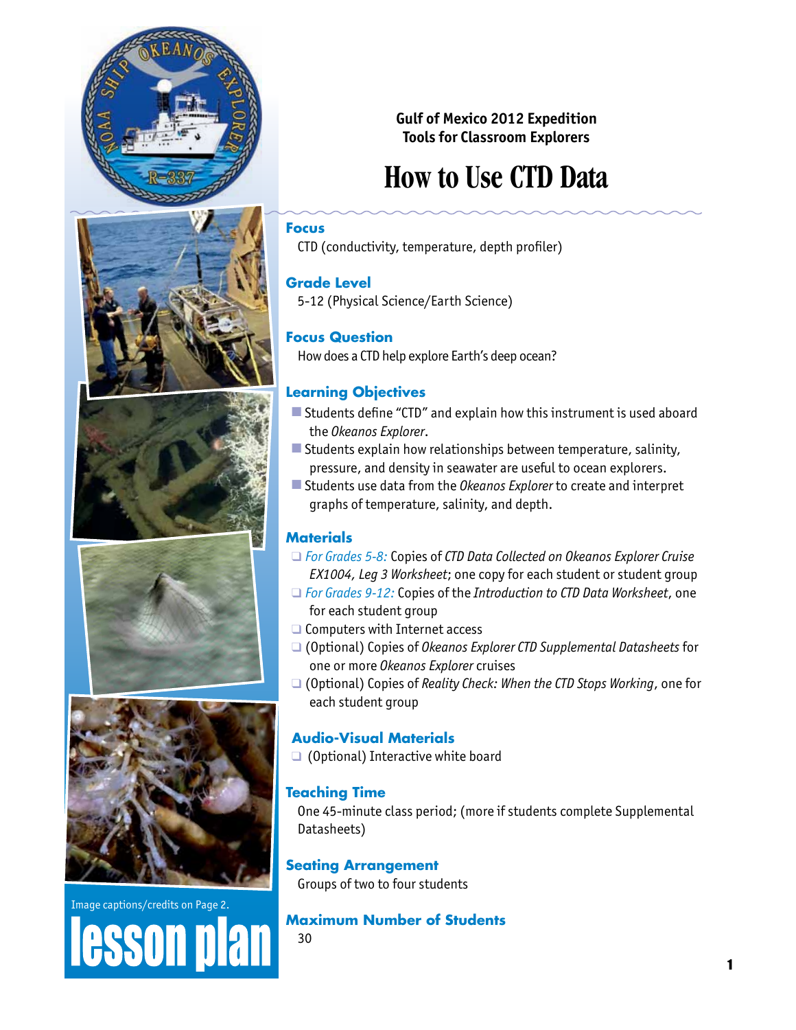Gulf of Mexico 2012 Expedition
Tools for Classroom Explorers

# How to Use CTD Data

## Focus

CTD (conductivity, temperature, depth profiler)

## Grade Level

5-12 (Physical Science/Earth Science)

## Focus Question

How does a CTD help explore Earth's deep ocean?

## Learning Objectives

- Students define "CTD" and explain how this instrument is used aboard the *Okeanos Explorer*.
- Students explain how relationships between temperature, salinity, pressure, and density in seawater are useful to ocean explorers.
- Students use data from the *Okeanos Explorer* to create and interpret graphs of temperature, salinity, and depth.

## Materials

- *For Grades 5-8:* Copies of *CTD Data Collected on Okeanos Explorer Cruise EX1004, Leg 3 Worksheet*; one copy for each student or student group
- *For Grades 9-12:* Copies of the *Introduction to CTD Data Worksheet*, one for each student group
- Computers with Internet access
- (Optional) Copies of *Okeanos Explorer CTD Supplemental Datasheets* for one or more *Okeanos Explorer* cruises
- (Optional) Copies of *Reality Check: When the CTD Stops Working*, one for each student group

## Audio-Visual Materials

- (Optional) Interactive white board

## Teaching Time

One 45-minute class period; (more if students complete Supplemental Datasheets)

## Seating Arrangement

Groups of two to four students

## Maximum Number of Students

30

Image captions/credits on Page 2.

lesson plan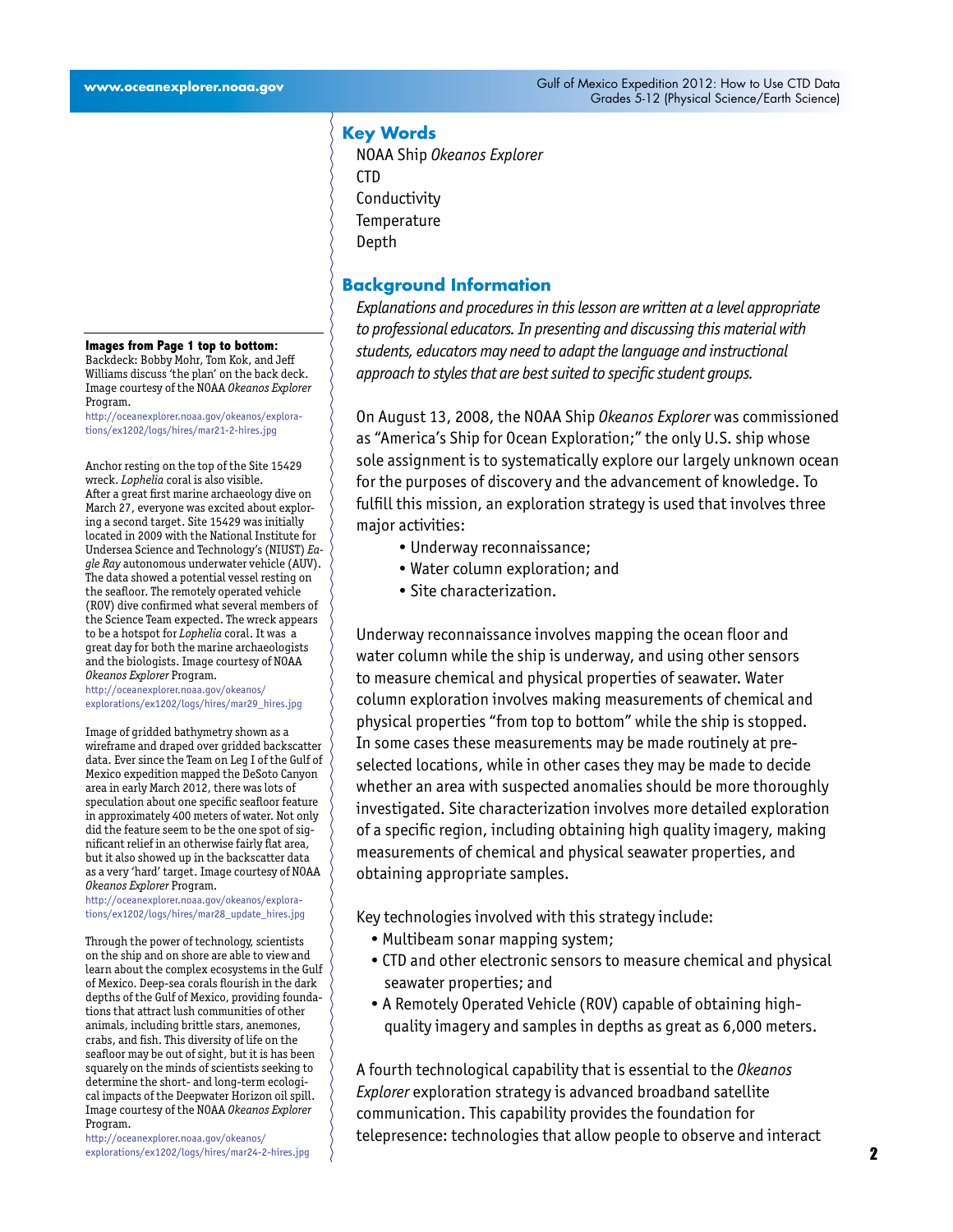## Key Words

NOAA Ship *Okeanos Explorer*
CTD
Conductivity
Temperature
Depth

## Background Information

*Explanations and procedures in this lesson are written at a level appropriate to professional educators. In presenting and discussing this material with students, educators may need to adapt the language and instructional approach to styles that are best suited to specific student groups.*

On August 13, 2008, the NOAA Ship *Okeanos Explorer* was commissioned as "America's Ship for Ocean Exploration;" the only U.S. ship whose sole assignment is to systematically explore our largely unknown ocean for the purposes of discovery and the advancement of knowledge. To fulfill this mission, an exploration strategy is used that involves three major activities:

- Underway reconnaissance;
- Water column exploration; and
- Site characterization.

Underway reconnaissance involves mapping the ocean floor and water column while the ship is underway, and using other sensors to measure chemical and physical properties of seawater. Water column exploration involves making measurements of chemical and physical properties "from top to bottom" while the ship is stopped. In some cases these measurements may be made routinely at pre-selected locations, while in other cases they may be made to decide whether an area with suspected anomalies should be more thoroughly investigated. Site characterization involves more detailed exploration of a specific region, including obtaining high quality imagery, making measurements of chemical and physical seawater properties, and obtaining appropriate samples.

Key technologies involved with this strategy include:

- Multibeam sonar mapping system;
- CTD and other electronic sensors to measure chemical and physical seawater properties; and
- A Remotely Operated Vehicle (ROV) capable of obtaining high-quality imagery and samples in depths as great as 6,000 meters.

A fourth technological capability that is essential to the *Okeanos Explorer* exploration strategy is advanced broadband satellite communication. This capability provides the foundation for telepresence: technologies that allow people to observe and interact

**Images from Page 1 top to bottom:**

Backdeck: Bobby Mohr, Tom Kok, and Jeff Williams discuss 'the plan' on the back deck. Image courtesy of the NOAA *Okeanos Explorer* Program.
http://oceanexplorer.noaa.gov/okeanos/explorations/ex1202/logs/hires/mar21-2-hires.jpg

Anchor resting on the top of the Site 15429 wreck. *Lophelia* coral is also visible. After a great first marine archaeology dive on March 27, everyone was excited about exploring a second target. Site 15429 was initially located in 2009 with the National Institute for Undersea Science and Technology's (NIUST) *Eagle Ray* autonomous underwater vehicle (AUV). The data showed a potential vessel resting on the seafloor. The remotely operated vehicle (ROV) dive confirmed what several members of the Science Team expected. The wreck appears to be a hotspot for *Lophelia* coral. It was a great day for both the marine archaeologists and the biologists. Image courtesy of NOAA *Okeanos Explorer* Program.
http://oceanexplorer.noaa.gov/okeanos/explorations/ex1202/logs/hires/mar29_hires.jpg

Image of gridded bathymetry shown as a wireframe and draped over gridded backscatter data. Ever since the Team on Leg I of the Gulf of Mexico expedition mapped the DeSoto Canyon area in early March 2012, there was lots of speculation about one specific seafloor feature in approximately 400 meters of water. Not only did the feature seem to be the one spot of significant relief in an otherwise fairly flat area, but it also showed up in the backscatter data as a very 'hard' target. Image courtesy of NOAA *Okeanos Explorer* Program.
http://oceanexplorer.noaa.gov/okeanos/explorations/ex1202/logs/hires/mar28_update_hires.jpg

Through the power of technology, scientists on the ship and on shore are able to view and learn about the complex ecosystems in the Gulf of Mexico. Deep-sea corals flourish in the dark depths of the Gulf of Mexico, providing foundations that attract lush communities of other animals, including brittle stars, anemones, crabs, and fish. This diversity of life on the seafloor may be out of sight, but it is has been squarely on the minds of scientists seeking to determine the short- and long-term ecological impacts of the Deepwater Horizon oil spill. Image courtesy of the NOAA *Okeanos Explorer* Program.
http://oceanexplorer.noaa.gov/okeanos/explorations/ex1202/logs/hires/mar24-2-hires.jpg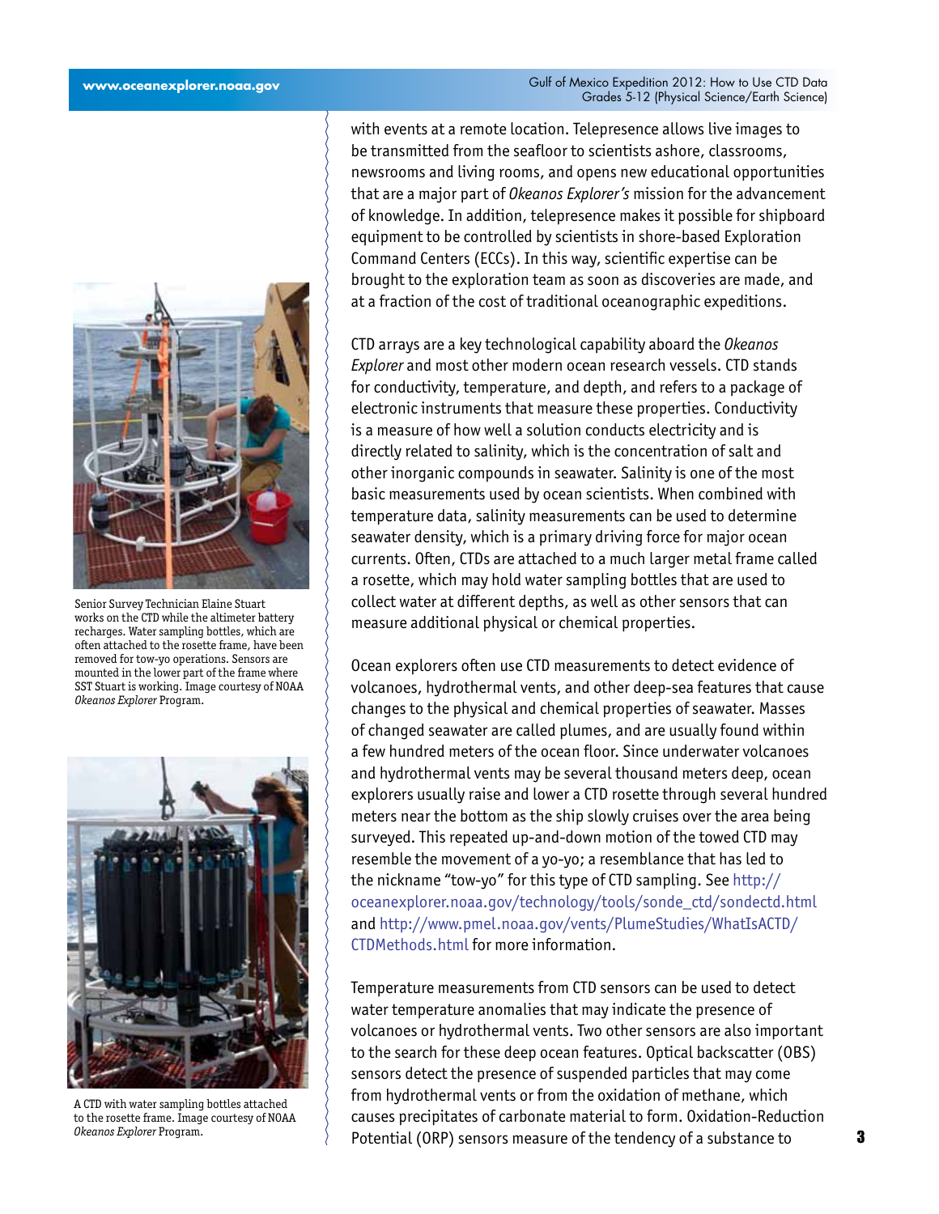with events at a remote location. Telepresence allows live images to be transmitted from the seafloor to scientists ashore, classrooms, newsrooms and living rooms, and opens new educational opportunities that are a major part of *Okeanos Explorer's* mission for the advancement of knowledge. In addition, telepresence makes it possible for shipboard equipment to be controlled by scientists in shore-based Exploration Command Centers (ECCs). In this way, scientific expertise can be brought to the exploration team as soon as discoveries are made, and at a fraction of the cost of traditional oceanographic expeditions.

Senior Survey Technician Elaine Stuart works on the CTD while the altimeter battery recharges. Water sampling bottles, which are often attached to the rosette frame, have been removed for tow-yo operations. Sensors are mounted in the lower part of the frame where SST Stuart is working. Image courtesy of NOAA *Okeanos Explorer* Program.

CTD arrays are a key technological capability aboard the *Okeanos Explorer* and most other modern ocean research vessels. CTD stands for conductivity, temperature, and depth, and refers to a package of electronic instruments that measure these properties. Conductivity is a measure of how well a solution conducts electricity and is directly related to salinity, which is the concentration of salt and other inorganic compounds in seawater. Salinity is one of the most basic measurements used by ocean scientists. When combined with temperature data, salinity measurements can be used to determine seawater density, which is a primary driving force for major ocean currents. Often, CTDs are attached to a much larger metal frame called a rosette, which may hold water sampling bottles that are used to collect water at different depths, as well as other sensors that can measure additional physical or chemical properties.

Ocean explorers often use CTD measurements to detect evidence of volcanoes, hydrothermal vents, and other deep-sea features that cause changes to the physical and chemical properties of seawater. Masses of changed seawater are called plumes, and are usually found within a few hundred meters of the ocean floor. Since underwater volcanoes and hydrothermal vents may be several thousand meters deep, ocean explorers usually raise and lower a CTD rosette through several hundred meters near the bottom as the ship slowly cruises over the area being surveyed. This repeated up-and-down motion of the towed CTD may resemble the movement of a yo-yo; a resemblance that has led to the nickname "tow-yo" for this type of CTD sampling. See http://oceanexplorer.noaa.gov/technology/tools/sonde_ctd/sondectd.html and http://www.pmel.noaa.gov/vents/PlumeStudies/WhatIsACTD/CTDMethods.html for more information.

A CTD with water sampling bottles attached to the rosette frame. Image courtesy of NOAA *Okeanos Explorer* Program.

Temperature measurements from CTD sensors can be used to detect water temperature anomalies that may indicate the presence of volcanoes or hydrothermal vents. Two other sensors are also important to the search for these deep ocean features. Optical backscatter (OBS) sensors detect the presence of suspended particles that may come from hydrothermal vents or from the oxidation of methane, which causes precipitates of carbonate material to form. Oxidation-Reduction Potential (ORP) sensors measure of the tendency of a substance to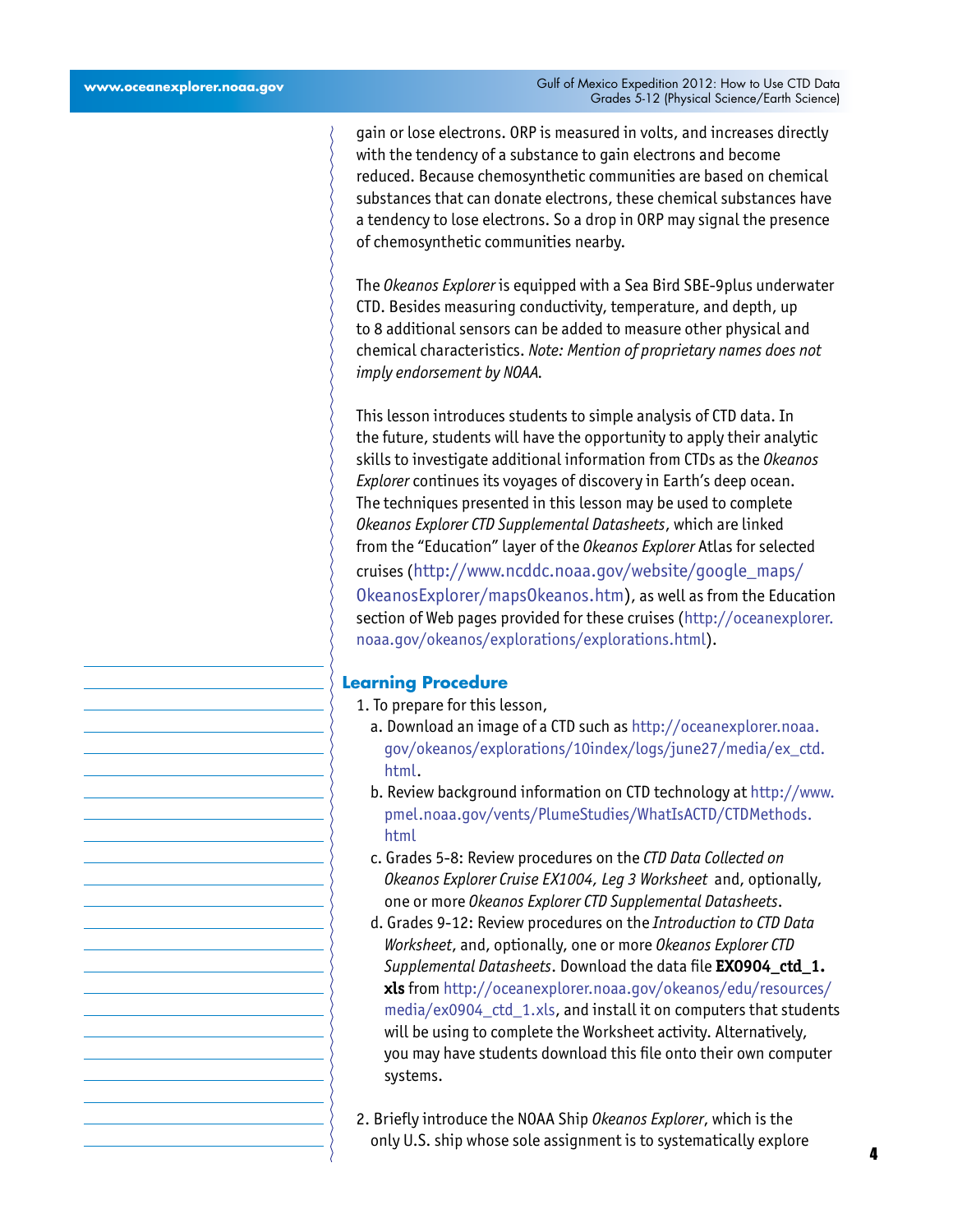gain or lose electrons. ORP is measured in volts, and increases directly with the tendency of a substance to gain electrons and become reduced. Because chemosynthetic communities are based on chemical substances that can donate electrons, these chemical substances have a tendency to lose electrons. So a drop in ORP may signal the presence of chemosynthetic communities nearby.

The *Okeanos Explorer* is equipped with a Sea Bird SBE-9plus underwater CTD. Besides measuring conductivity, temperature, and depth, up to 8 additional sensors can be added to measure other physical and chemical characteristics. *Note: Mention of proprietary names does not imply endorsement by NOAA.*

This lesson introduces students to simple analysis of CTD data. In the future, students will have the opportunity to apply their analytic skills to investigate additional information from CTDs as the *Okeanos Explorer* continues its voyages of discovery in Earth's deep ocean. The techniques presented in this lesson may be used to complete *Okeanos Explorer CTD Supplemental Datasheets*, which are linked from the "Education" layer of the *Okeanos Explorer* Atlas for selected cruises (http://www.ncddc.noaa.gov/website/google_maps/OkeanosExplorer/mapsOkeanos.htm), as well as from the Education section of Web pages provided for these cruises (http://oceanexplorer.noaa.gov/okeanos/explorations/explorations.html).

## Learning Procedure

1. To prepare for this lesson,
   a. Download an image of a CTD such as http://oceanexplorer.noaa.gov/okeanos/explorations/10index/logs/june27/media/ex_ctd.html.
   b. Review background information on CTD technology at http://www.pmel.noaa.gov/vents/PlumeStudies/WhatIsACTD/CTDMethods.html
   c. Grades 5-8: Review procedures on the *CTD Data Collected on Okeanos Explorer Cruise EX1004, Leg 3 Worksheet* and, optionally, one or more *Okeanos Explorer CTD Supplemental Datasheets*.
   d. Grades 9-12: Review procedures on the *Introduction to CTD Data Worksheet*, and, optionally, one or more *Okeanos Explorer CTD Supplemental Datasheets*. Download the data file **EX0904_ctd_1.xls** from http://oceanexplorer.noaa.gov/okeanos/edu/resources/media/ex0904_ctd_1.xls, and install it on computers that students will be using to complete the Worksheet activity. Alternatively, you may have students download this file onto their own computer systems.

2. Briefly introduce the NOAA Ship *Okeanos Explorer*, which is the only U.S. ship whose sole assignment is to systematically explore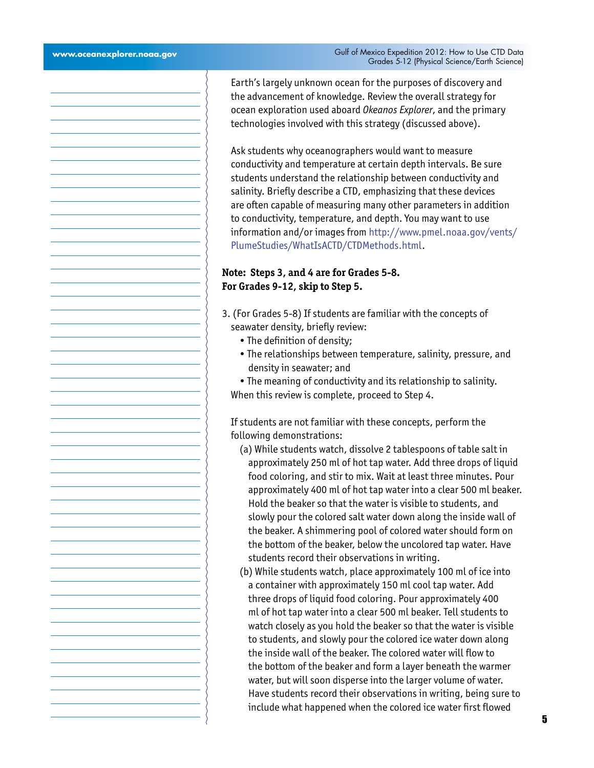Earth's largely unknown ocean for the purposes of discovery and the advancement of knowledge. Review the overall strategy for ocean exploration used aboard *Okeanos Explorer*, and the primary technologies involved with this strategy (discussed above).

Ask students why oceanographers would want to measure conductivity and temperature at certain depth intervals. Be sure students understand the relationship between conductivity and salinity. Briefly describe a CTD, emphasizing that these devices are often capable of measuring many other parameters in addition to conductivity, temperature, and depth. You may want to use information and/or images from http://www.pmel.noaa.gov/vents/PlumeStudies/WhatIsACTD/CTDMethods.html.

**Note: Steps 3, and 4 are for Grades 5-8.**
**For Grades 9-12, skip to Step 5.**

3. (For Grades 5-8) If students are familiar with the concepts of seawater density, briefly review:
   - The definition of density;
   - The relationships between temperature, salinity, pressure, and density in seawater; and
   - The meaning of conductivity and its relationship to salinity.

   When this review is complete, proceed to Step 4.

   If students are not familiar with these concepts, perform the following demonstrations:

   (a) While students watch, dissolve 2 tablespoons of table salt in approximately 250 ml of hot tap water. Add three drops of liquid food coloring, and stir to mix. Wait at least three minutes. Pour approximately 400 ml of hot tap water into a clear 500 ml beaker. Hold the beaker so that the water is visible to students, and slowly pour the colored salt water down along the inside wall of the beaker. A shimmering pool of colored water should form on the bottom of the beaker, below the uncolored tap water. Have students record their observations in writing.

   (b) While students watch, place approximately 100 ml of ice into a container with approximately 150 ml cool tap water. Add three drops of liquid food coloring. Pour approximately 400 ml of hot tap water into a clear 500 ml beaker. Tell students to watch closely as you hold the beaker so that the water is visible to students, and slowly pour the colored ice water down along the inside wall of the beaker. The colored water will flow to the bottom of the beaker and form a layer beneath the warmer water, but will soon disperse into the larger volume of water. Have students record their observations in writing, being sure to include what happened when the colored ice water first flowed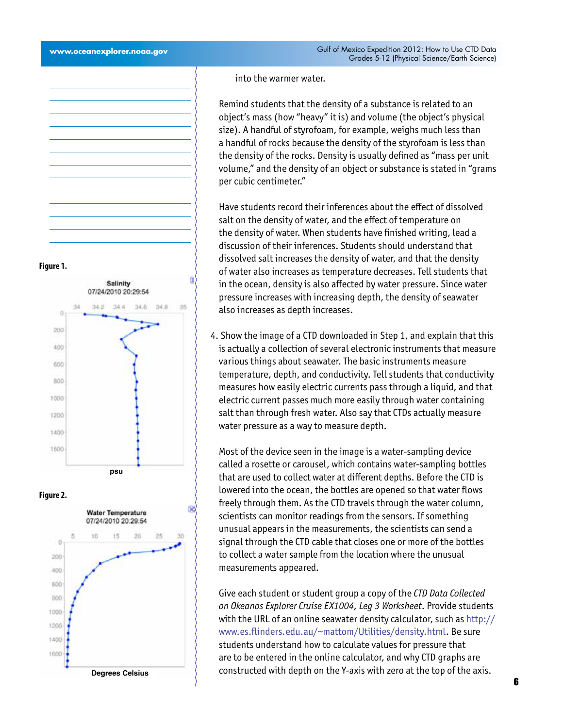into the warmer water.

Remind students that the density of a substance is related to an object's mass (how "heavy" it is) and volume (the object's physical size). A handful of styrofoam, for example, weighs much less than a handful of rocks because the density of the styrofoam is less than the density of the rocks. Density is usually defined as "mass per unit volume," and the density of an object or substance is stated in "grams per cubic centimeter."

Have students record their inferences about the effect of dissolved salt on the density of water, and the effect of temperature on the density of water. When students have finished writing, lead a discussion of their inferences. Students should understand that dissolved salt increases the density of water, and that the density of water also increases as temperature decreases. Tell students that in the ocean, density is also affected by water pressure. Since water pressure increases with increasing depth, the density of seawater also increases as depth increases.

4. Show the image of a CTD downloaded in Step 1, and explain that this is actually a collection of several electronic instruments that measure various things about seawater. The basic instruments measure temperature, depth, and conductivity. Tell students that conductivity measures how easily electric currents pass through a liquid, and that electric current passes much more easily through water containing salt than through fresh water. Also say that CTDs actually measure water pressure as a way to measure depth.

   Most of the device seen in the image is a water-sampling device called a rosette or carousel, which contains water-sampling bottles that are used to collect water at different depths. Before the CTD is lowered into the ocean, the bottles are opened so that water flows freely through them. As the CTD travels through the water column, scientists can monitor readings from the sensors. If something unusual appears in the measurements, the scientists can send a signal through the CTD cable that closes one or more of the bottles to collect a water sample from the location where the unusual measurements appeared.

   Give each student or student group a copy of the *CTD Data Collected on Okeanos Explorer Cruise EX1004, Leg 3 Worksheet*. Provide students with the URL of an online seawater density calculator, such as http://www.es.flinders.edu.au/~mattom/Utilities/density.html. Be sure students understand how to calculate values for pressure that are to be entered in the online calculator, and why CTD graphs are constructed with depth on the Y-axis with zero at the top of the axis.

**Figure 1.**

Salinity
07/24/2010 20:29:54
psu

**Figure 2.**

Water Temperature
07/24/2010 20:29:54
Degrees Celsius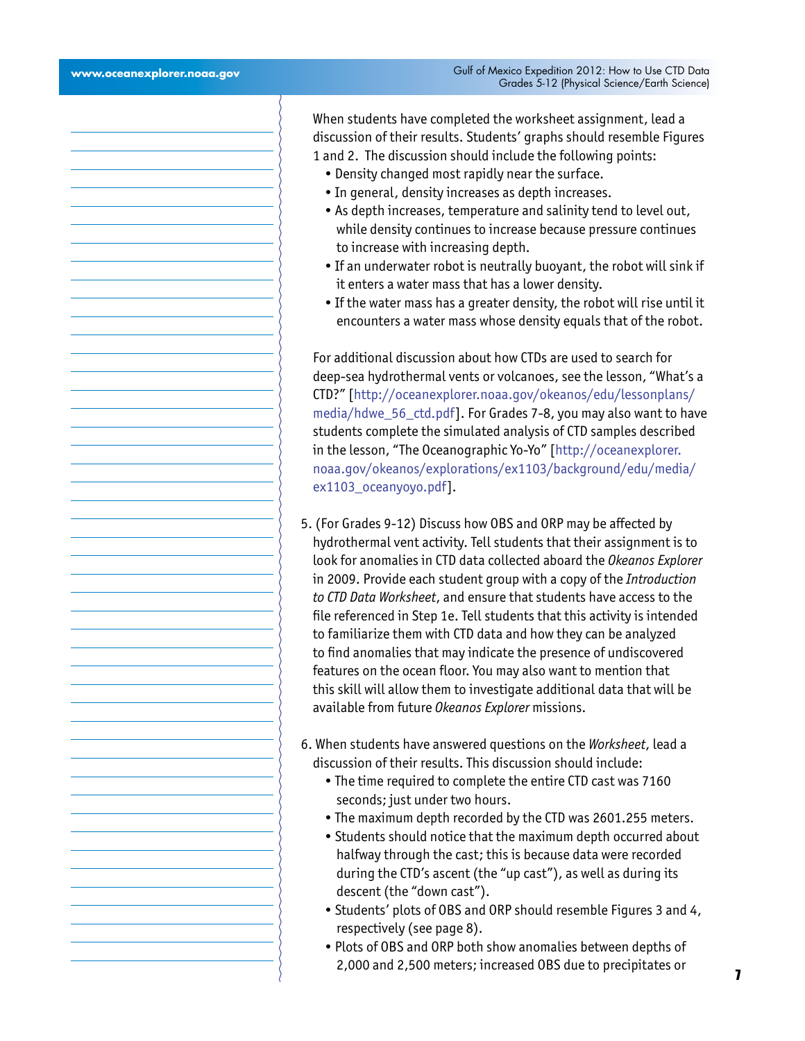When students have completed the worksheet assignment, lead a discussion of their results. Students' graphs should resemble Figures 1 and 2. The discussion should include the following points:

- Density changed most rapidly near the surface.
- In general, density increases as depth increases.
- As depth increases, temperature and salinity tend to level out, while density continues to increase because pressure continues to increase with increasing depth.
- If an underwater robot is neutrally buoyant, the robot will sink if it enters a water mass that has a lower density.
- If the water mass has a greater density, the robot will rise until it encounters a water mass whose density equals that of the robot.

For additional discussion about how CTDs are used to search for deep-sea hydrothermal vents or volcanoes, see the lesson, "What's a CTD?" [http://oceanexplorer.noaa.gov/okeanos/edu/lessonplans/media/hdwe_56_ctd.pdf]. For Grades 7-8, you may also want to have students complete the simulated analysis of CTD samples described in the lesson, "The Oceanographic Yo-Yo" [http://oceanexplorer.noaa.gov/okeanos/explorations/ex1103/background/edu/media/ex1103_oceanyoyo.pdf].

5. (For Grades 9-12) Discuss how OBS and ORP may be affected by hydrothermal vent activity. Tell students that their assignment is to look for anomalies in CTD data collected aboard the *Okeanos Explorer* in 2009. Provide each student group with a copy of the *Introduction to CTD Data Worksheet*, and ensure that students have access to the file referenced in Step 1e. Tell students that this activity is intended to familiarize them with CTD data and how they can be analyzed to find anomalies that may indicate the presence of undiscovered features on the ocean floor. You may also want to mention that this skill will allow them to investigate additional data that will be available from future *Okeanos Explorer* missions.

6. When students have answered questions on the *Worksheet*, lead a discussion of their results. This discussion should include:
   - The time required to complete the entire CTD cast was 7160 seconds; just under two hours.
   - The maximum depth recorded by the CTD was 2601.255 meters.
   - Students should notice that the maximum depth occurred about halfway through the cast; this is because data were recorded during the CTD's ascent (the "up cast"), as well as during its descent (the "down cast").
   - Students' plots of OBS and ORP should resemble Figures 3 and 4, respectively (see page 8).
   - Plots of OBS and ORP both show anomalies between depths of 2,000 and 2,500 meters; increased OBS due to precipitates or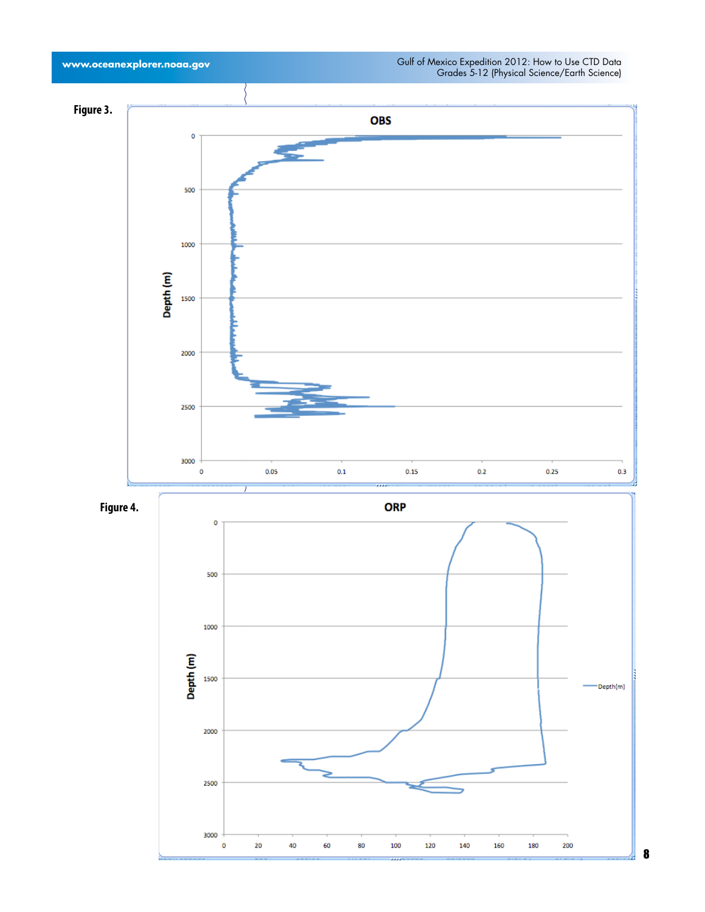Figure 3.

OBS

Figure 4.

ORP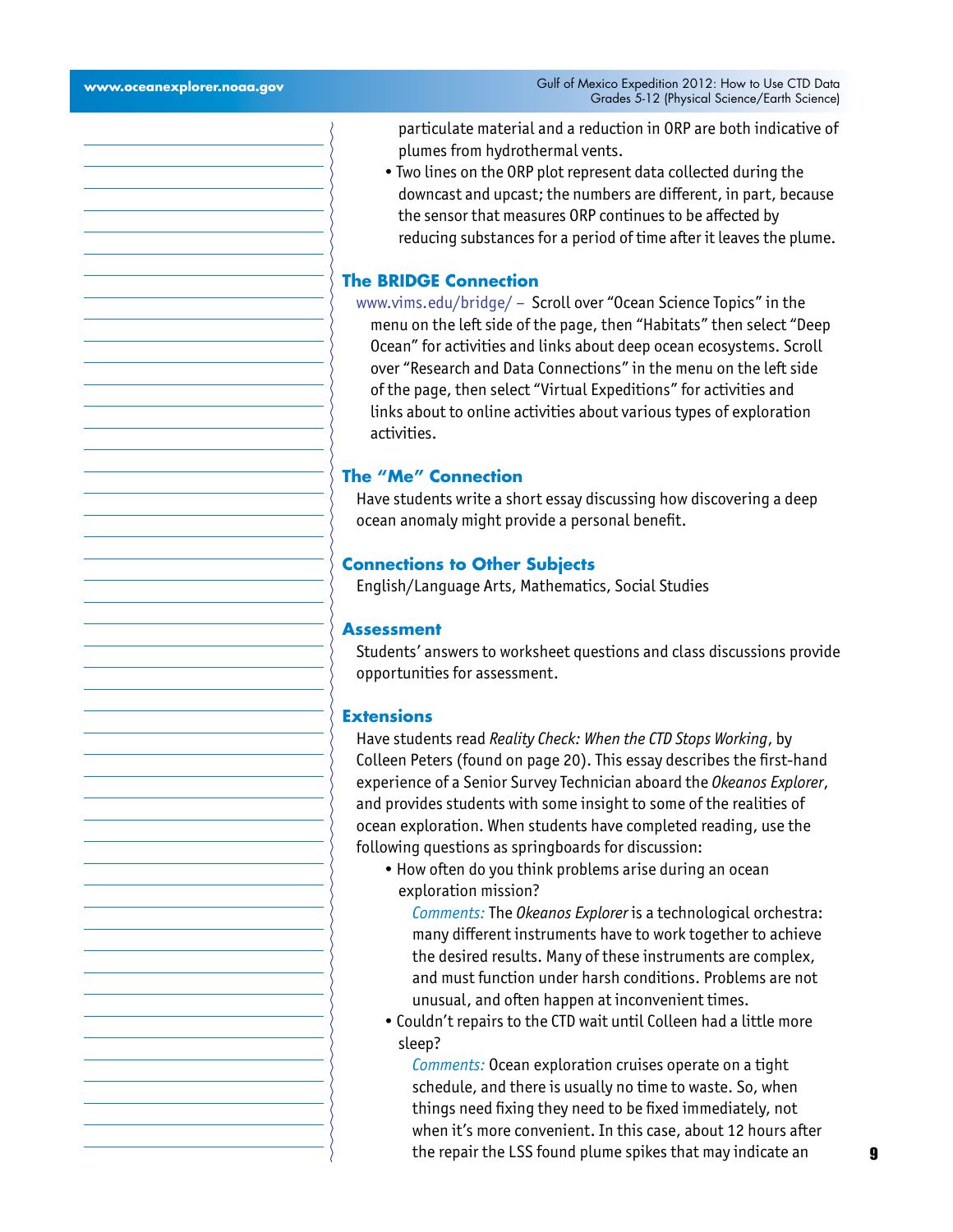particulate material and a reduction in ORP are both indicative of plumes from hydrothermal vents.

- Two lines on the ORP plot represent data collected during the downcast and upcast; the numbers are different, in part, because the sensor that measures ORP continues to be affected by reducing substances for a period of time after it leaves the plume.

## The BRIDGE Connection

www.vims.edu/bridge/ – Scroll over "Ocean Science Topics" in the menu on the left side of the page, then "Habitats" then select "Deep Ocean" for activities and links about deep ocean ecosystems. Scroll over "Research and Data Connections" in the menu on the left side of the page, then select "Virtual Expeditions" for activities and links about to online activities about various types of exploration activities.

## The "Me" Connection

Have students write a short essay discussing how discovering a deep ocean anomaly might provide a personal benefit.

## Connections to Other Subjects

English/Language Arts, Mathematics, Social Studies

## Assessment

Students' answers to worksheet questions and class discussions provide opportunities for assessment.

## Extensions

Have students read *Reality Check: When the CTD Stops Working*, by Colleen Peters (found on page 20). This essay describes the first-hand experience of a Senior Survey Technician aboard the *Okeanos Explorer*, and provides students with some insight to some of the realities of ocean exploration. When students have completed reading, use the following questions as springboards for discussion:

- How often do you think problems arise during an ocean exploration mission?

  *Comments:* The *Okeanos Explorer* is a technological orchestra: many different instruments have to work together to achieve the desired results. Many of these instruments are complex, and must function under harsh conditions. Problems are not unusual, and often happen at inconvenient times.

- Couldn't repairs to the CTD wait until Colleen had a little more sleep?

  *Comments:* Ocean exploration cruises operate on a tight schedule, and there is usually no time to waste. So, when things need fixing they need to be fixed immediately, not when it's more convenient. In this case, about 12 hours after the repair the LSS found plume spikes that may indicate an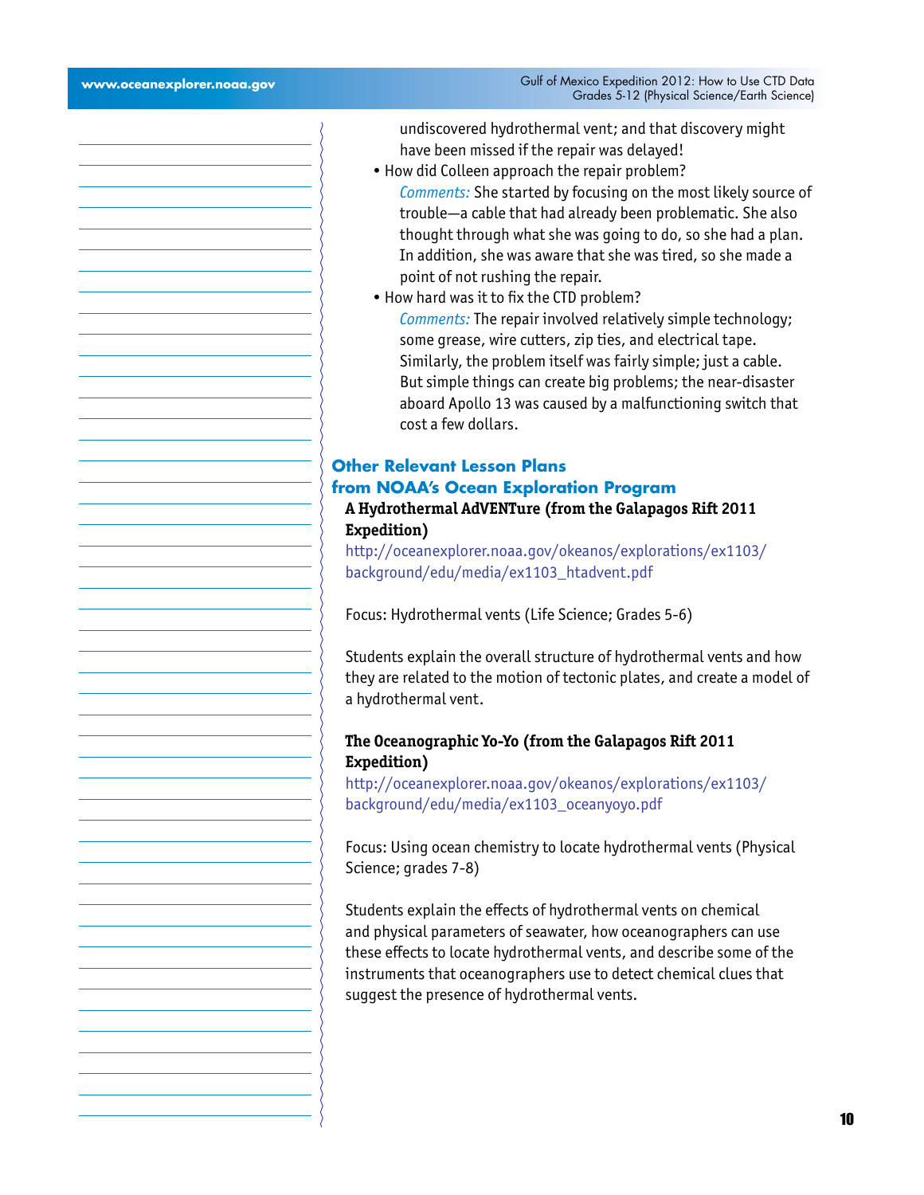undiscovered hydrothermal vent; and that discovery might have been missed if the repair was delayed!

- How did Colleen approach the repair problem?

  *Comments:* She started by focusing on the most likely source of trouble—a cable that had already been problematic. She also thought through what she was going to do, so she had a plan. In addition, she was aware that she was tired, so she made a point of not rushing the repair.

- How hard was it to fix the CTD problem?

  *Comments:* The repair involved relatively simple technology; some grease, wire cutters, zip ties, and electrical tape. Similarly, the problem itself was fairly simple; just a cable. But simple things can create big problems; the near-disaster aboard Apollo 13 was caused by a malfunctioning switch that cost a few dollars.

## Other Relevant Lesson Plans from NOAA's Ocean Exploration Program

**A Hydrothermal AdVENTure (from the Galapagos Rift 2011 Expedition)**

http://oceanexplorer.noaa.gov/okeanos/explorations/ex1103/background/edu/media/ex1103_htadvent.pdf

Focus: Hydrothermal vents (Life Science; Grades 5-6)

Students explain the overall structure of hydrothermal vents and how they are related to the motion of tectonic plates, and create a model of a hydrothermal vent.

**The Oceanographic Yo-Yo (from the Galapagos Rift 2011 Expedition)**

http://oceanexplorer.noaa.gov/okeanos/explorations/ex1103/background/edu/media/ex1103_oceanyoyo.pdf

Focus: Using ocean chemistry to locate hydrothermal vents (Physical Science; grades 7-8)

Students explain the effects of hydrothermal vents on chemical and physical parameters of seawater, how oceanographers can use these effects to locate hydrothermal vents, and describe some of the instruments that oceanographers use to detect chemical clues that suggest the presence of hydrothermal vents.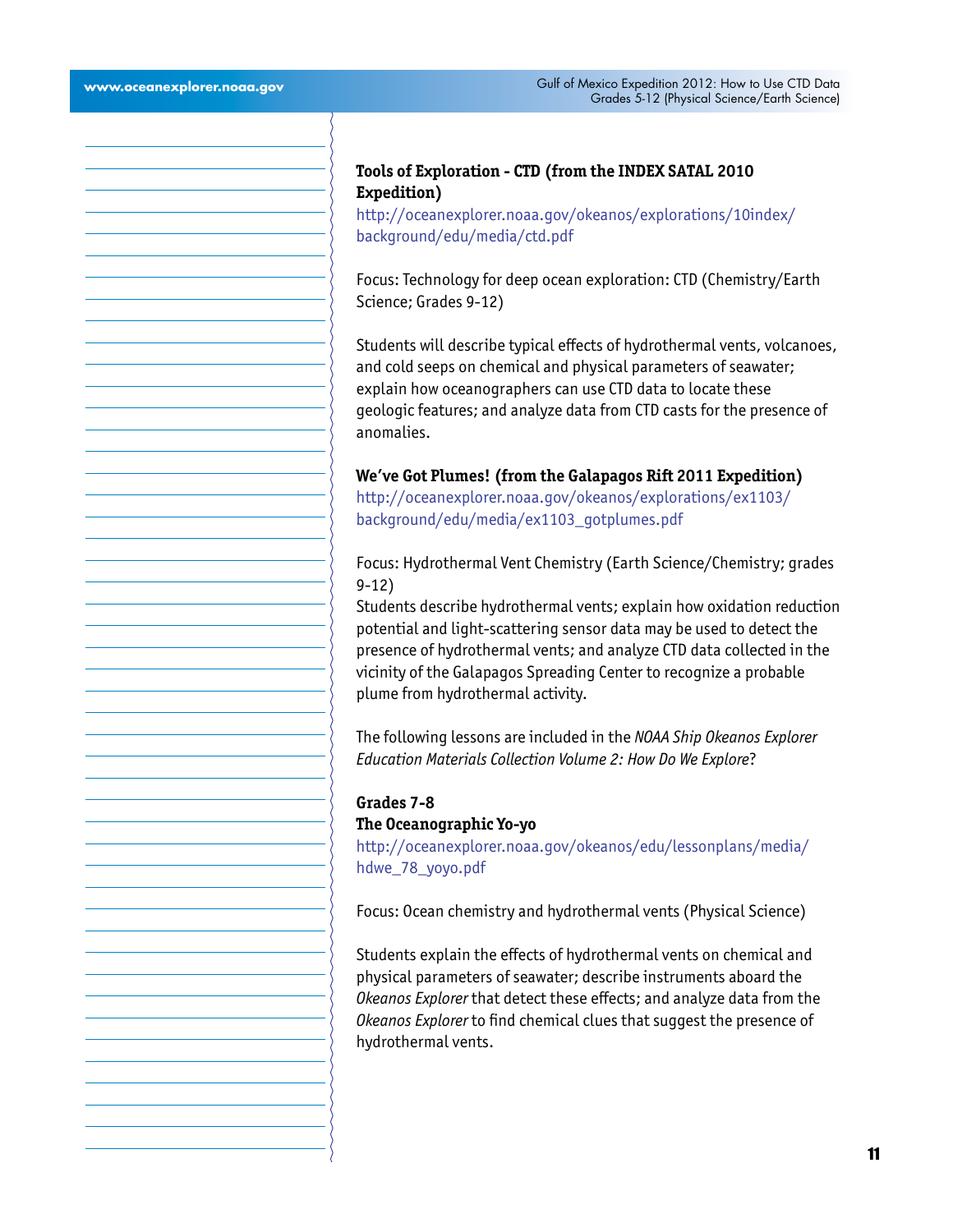**Tools of Exploration - CTD (from the INDEX SATAL 2010 Expedition)**
http://oceanexplorer.noaa.gov/okeanos/explorations/10index/background/edu/media/ctd.pdf

Focus: Technology for deep ocean exploration: CTD (Chemistry/Earth Science; Grades 9-12)

Students will describe typical effects of hydrothermal vents, volcanoes, and cold seeps on chemical and physical parameters of seawater; explain how oceanographers can use CTD data to locate these geologic features; and analyze data from CTD casts for the presence of anomalies.

**We've Got Plumes! (from the Galapagos Rift 2011 Expedition)**
http://oceanexplorer.noaa.gov/okeanos/explorations/ex1103/background/edu/media/ex1103_gotplumes.pdf

Focus: Hydrothermal Vent Chemistry (Earth Science/Chemistry; grades 9-12)
Students describe hydrothermal vents; explain how oxidation reduction potential and light-scattering sensor data may be used to detect the presence of hydrothermal vents; and analyze CTD data collected in the vicinity of the Galapagos Spreading Center to recognize a probable plume from hydrothermal activity.

The following lessons are included in the *NOAA Ship Okeanos Explorer Education Materials Collection Volume 2: How Do We Explore*?

**Grades 7-8**
**The Oceanographic Yo-yo**
http://oceanexplorer.noaa.gov/okeanos/edu/lessonplans/media/hdwe_78_yoyo.pdf

Focus: Ocean chemistry and hydrothermal vents (Physical Science)

Students explain the effects of hydrothermal vents on chemical and physical parameters of seawater; describe instruments aboard the *Okeanos Explorer* that detect these effects; and analyze data from the *Okeanos Explorer* to find chemical clues that suggest the presence of hydrothermal vents.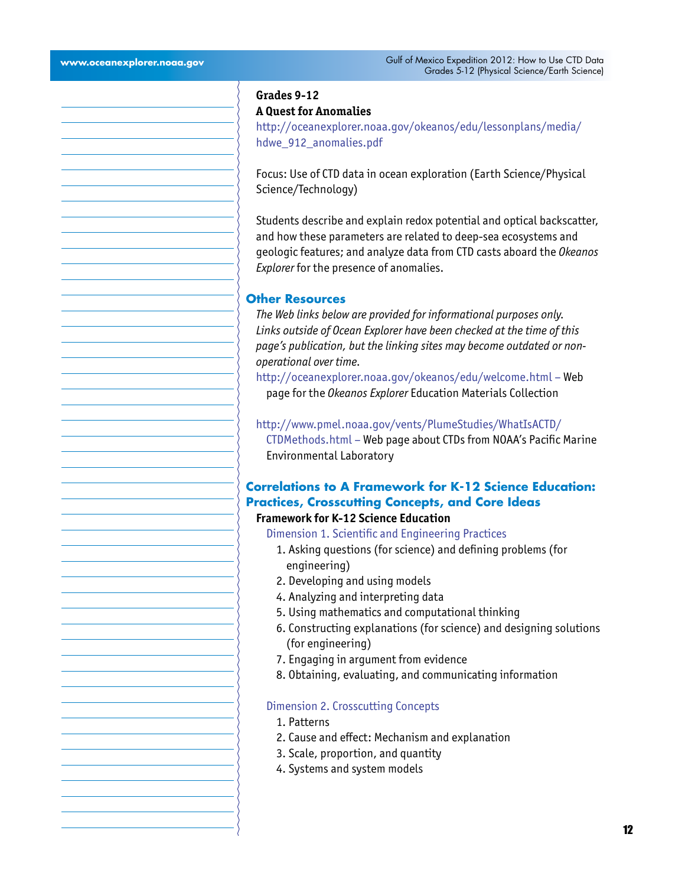**Grades 9-12**

**A Quest for Anomalies**

http://oceanexplorer.noaa.gov/okeanos/edu/lessonplans/media/hdwe_912_anomalies.pdf

Focus: Use of CTD data in ocean exploration (Earth Science/Physical Science/Technology)

Students describe and explain redox potential and optical backscatter, and how these parameters are related to deep-sea ecosystems and geologic features; and analyze data from CTD casts aboard the *Okeanos Explorer* for the presence of anomalies.

## Other Resources

*The Web links below are provided for informational purposes only. Links outside of Ocean Explorer have been checked at the time of this page's publication, but the linking sites may become outdated or non-operational over time.*

http://oceanexplorer.noaa.gov/okeanos/edu/welcome.html – Web page for the *Okeanos Explorer* Education Materials Collection

http://www.pmel.noaa.gov/vents/PlumeStudies/WhatIsACTD/CTDMethods.html – Web page about CTDs from NOAA's Pacific Marine Environmental Laboratory

## Correlations to A Framework for K-12 Science Education: Practices, Crosscutting Concepts, and Core Ideas

**Framework for K-12 Science Education**

Dimension 1. Scientific and Engineering Practices

1. Asking questions (for science) and defining problems (for engineering)
2. Developing and using models
4. Analyzing and interpreting data
5. Using mathematics and computational thinking
6. Constructing explanations (for science) and designing solutions (for engineering)
7. Engaging in argument from evidence
8. Obtaining, evaluating, and communicating information

Dimension 2. Crosscutting Concepts

1. Patterns
2. Cause and effect: Mechanism and explanation
3. Scale, proportion, and quantity
4. Systems and system models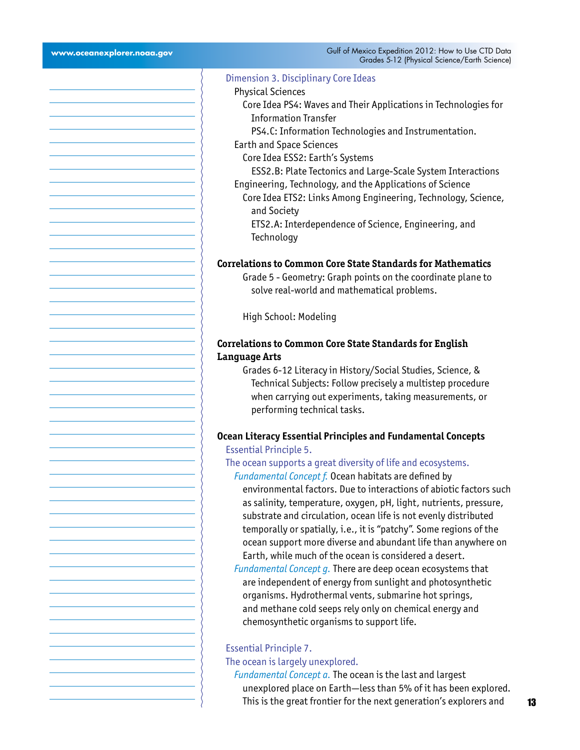Dimension 3. Disciplinary Core Ideas

Physical Sciences

Core Idea PS4: Waves and Their Applications in Technologies for Information Transfer

PS4.C: Information Technologies and Instrumentation.

Earth and Space Sciences

Core Idea ESS2: Earth's Systems

ESS2.B: Plate Tectonics and Large-Scale System Interactions

Engineering, Technology, and the Applications of Science

Core Idea ETS2: Links Among Engineering, Technology, Science, and Society

ETS2.A: Interdependence of Science, Engineering, and Technology

## Correlations to Common Core State Standards for Mathematics

Grade 5 - Geometry: Graph points on the coordinate plane to solve real-world and mathematical problems.

High School: Modeling

## Correlations to Common Core State Standards for English Language Arts

Grades 6-12 Literacy in History/Social Studies, Science, & Technical Subjects: Follow precisely a multistep procedure when carrying out experiments, taking measurements, or performing technical tasks.

## Ocean Literacy Essential Principles and Fundamental Concepts

Essential Principle 5.

The ocean supports a great diversity of life and ecosystems.

*Fundamental Concept f.* Ocean habitats are defined by environmental factors. Due to interactions of abiotic factors such as salinity, temperature, oxygen, pH, light, nutrients, pressure, substrate and circulation, ocean life is not evenly distributed temporally or spatially, i.e., it is "patchy". Some regions of the ocean support more diverse and abundant life than anywhere on Earth, while much of the ocean is considered a desert.

*Fundamental Concept g.* There are deep ocean ecosystems that are independent of energy from sunlight and photosynthetic organisms. Hydrothermal vents, submarine hot springs, and methane cold seeps rely only on chemical energy and chemosynthetic organisms to support life.

Essential Principle 7.

The ocean is largely unexplored.

*Fundamental Concept a.* The ocean is the last and largest unexplored place on Earth—less than 5% of it has been explored. This is the great frontier for the next generation's explorers and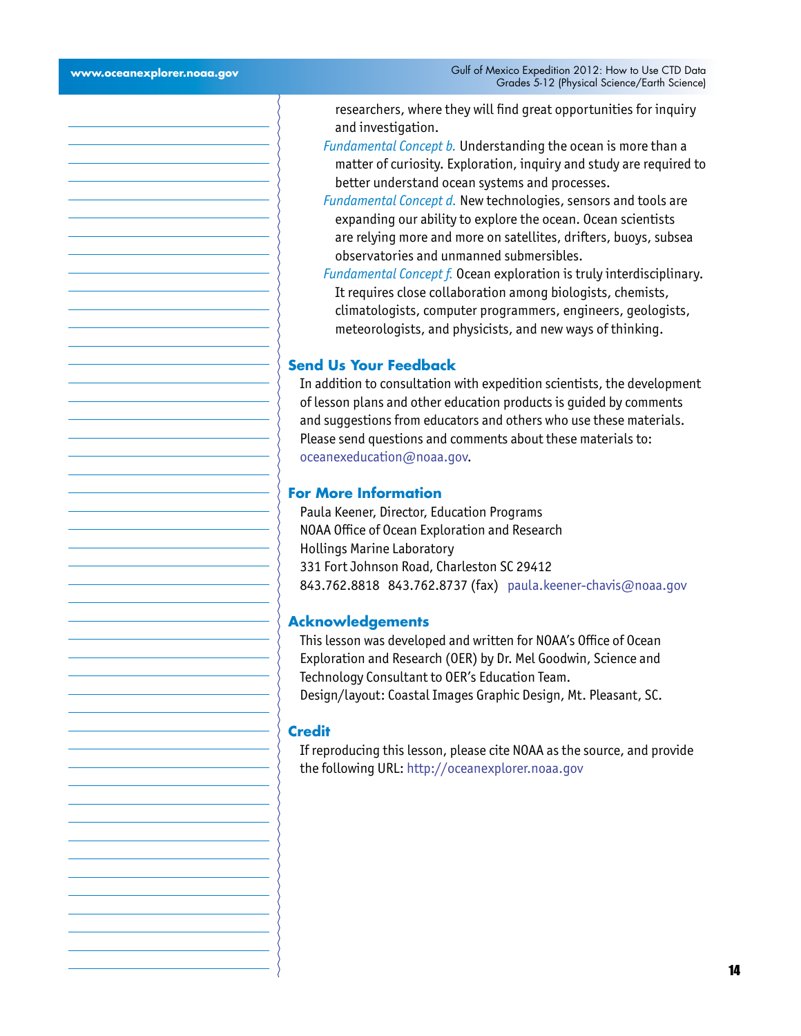researchers, where they will find great opportunities for inquiry and investigation.

*Fundamental Concept b.* Understanding the ocean is more than a matter of curiosity. Exploration, inquiry and study are required to better understand ocean systems and processes.

*Fundamental Concept d.* New technologies, sensors and tools are expanding our ability to explore the ocean. Ocean scientists are relying more and more on satellites, drifters, buoys, subsea observatories and unmanned submersibles.

*Fundamental Concept f.* Ocean exploration is truly interdisciplinary. It requires close collaboration among biologists, chemists, climatologists, computer programmers, engineers, geologists, meteorologists, and physicists, and new ways of thinking.

## Send Us Your Feedback

In addition to consultation with expedition scientists, the development of lesson plans and other education products is guided by comments and suggestions from educators and others who use these materials. Please send questions and comments about these materials to: oceanexeducation@noaa.gov.

## For More Information

Paula Keener, Director, Education Programs
NOAA Office of Ocean Exploration and Research
Hollings Marine Laboratory
331 Fort Johnson Road, Charleston SC 29412
843.762.8818 843.762.8737 (fax) paula.keener-chavis@noaa.gov

## Acknowledgements

This lesson was developed and written for NOAA's Office of Ocean Exploration and Research (OER) by Dr. Mel Goodwin, Science and Technology Consultant to OER's Education Team.
Design/layout: Coastal Images Graphic Design, Mt. Pleasant, SC.

## Credit

If reproducing this lesson, please cite NOAA as the source, and provide the following URL: http://oceanexplorer.noaa.gov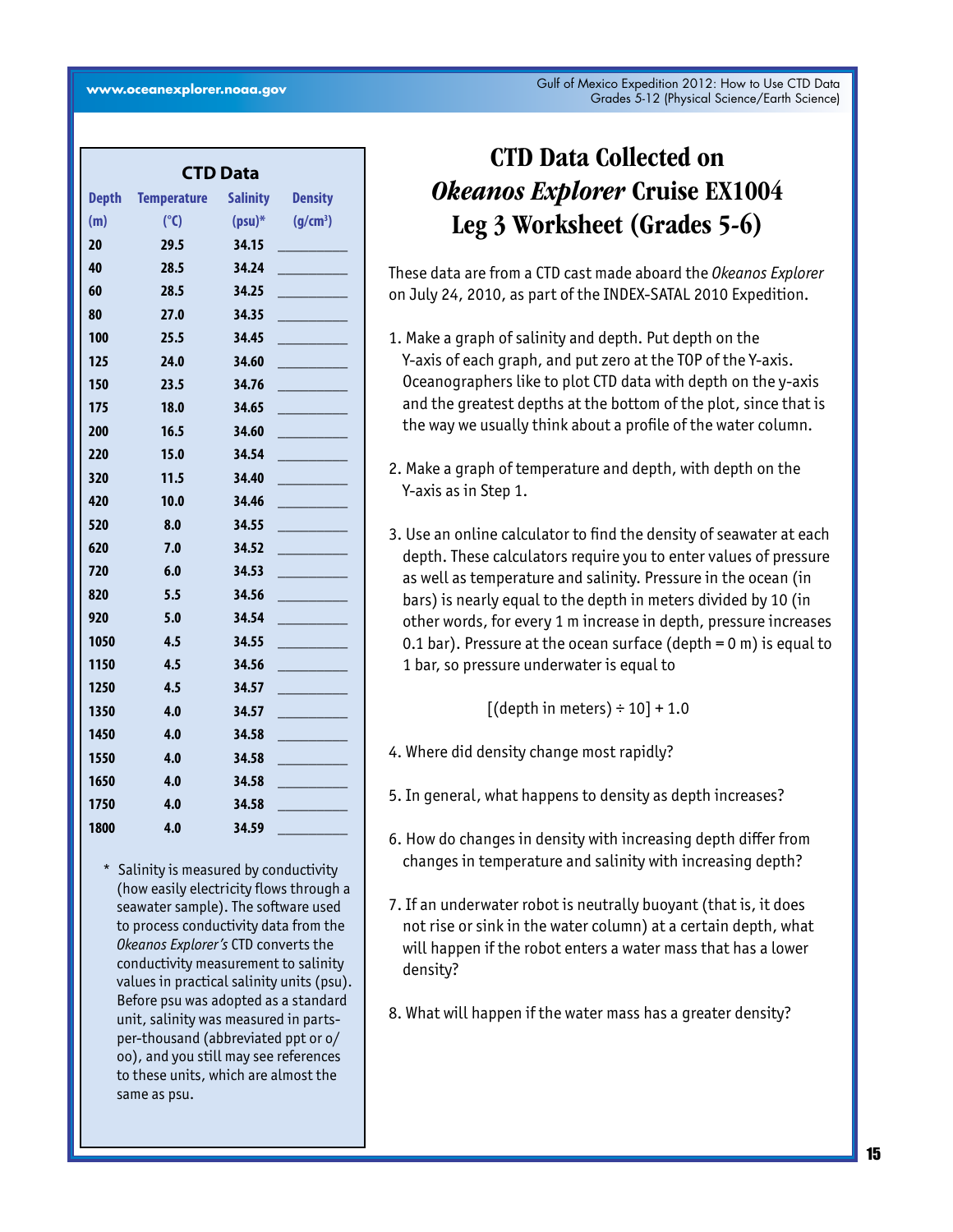# CTD Data Collected on *Okeanos Explorer* Cruise EX1004 Leg 3 Worksheet (Grades 5-6)

**CTD Data**

| Depth (m) | Temperature (°C) | Salinity (psu)* | Density (g/cm³) |
|---|---|---|---|
| 20 | 29.5 | 34.15 | ________ |
| 40 | 28.5 | 34.24 | ________ |
| 60 | 28.5 | 34.25 | ________ |
| 80 | 27.0 | 34.35 | ________ |
| 100 | 25.5 | 34.45 | ________ |
| 125 | 24.0 | 34.60 | ________ |
| 150 | 23.5 | 34.76 | ________ |
| 175 | 18.0 | 34.65 | ________ |
| 200 | 16.5 | 34.60 | ________ |
| 220 | 15.0 | 34.54 | ________ |
| 320 | 11.5 | 34.40 | ________ |
| 420 | 10.0 | 34.46 | ________ |
| 520 | 8.0 | 34.55 | ________ |
| 620 | 7.0 | 34.52 | ________ |
| 720 | 6.0 | 34.53 | ________ |
| 820 | 5.5 | 34.56 | ________ |
| 920 | 5.0 | 34.54 | ________ |
| 1050 | 4.5 | 34.55 | ________ |
| 1150 | 4.5 | 34.56 | ________ |
| 1250 | 4.5 | 34.57 | ________ |
| 1350 | 4.0 | 34.57 | ________ |
| 1450 | 4.0 | 34.58 | ________ |
| 1550 | 4.0 | 34.58 | ________ |
| 1650 | 4.0 | 34.58 | ________ |
| 1750 | 4.0 | 34.58 | ________ |
| 1800 | 4.0 | 34.59 | ________ |

\* Salinity is measured by conductivity (how easily electricity flows through a seawater sample). The software used to process conductivity data from the *Okeanos Explorer's* CTD converts the conductivity measurement to salinity values in practical salinity units (psu). Before psu was adopted as a standard unit, salinity was measured in parts-per-thousand (abbreviated ppt or o/oo), and you still may see references to these units, which are almost the same as psu.

These data are from a CTD cast made aboard the *Okeanos Explorer* on July 24, 2010, as part of the INDEX-SATAL 2010 Expedition.

1. Make a graph of salinity and depth. Put depth on the Y-axis of each graph, and put zero at the TOP of the Y-axis. Oceanographers like to plot CTD data with depth on the y-axis and the greatest depths at the bottom of the plot, since that is the way we usually think about a profile of the water column.

2. Make a graph of temperature and depth, with depth on the Y-axis as in Step 1.

3. Use an online calculator to find the density of seawater at each depth. These calculators require you to enter values of pressure as well as temperature and salinity. Pressure in the ocean (in bars) is nearly equal to the depth in meters divided by 10 (in other words, for every 1 m increase in depth, pressure increases 0.1 bar). Pressure at the ocean surface (depth = 0 m) is equal to 1 bar, so pressure underwater is equal to

   $$[(\text{depth in meters}) \div 10] + 1.0$$

4. Where did density change most rapidly?

5. In general, what happens to density as depth increases?

6. How do changes in density with increasing depth differ from changes in temperature and salinity with increasing depth?

7. If an underwater robot is neutrally buoyant (that is, it does not rise or sink in the water column) at a certain depth, what will happen if the robot enters a water mass that has a lower density?

8. What will happen if the water mass has a greater density?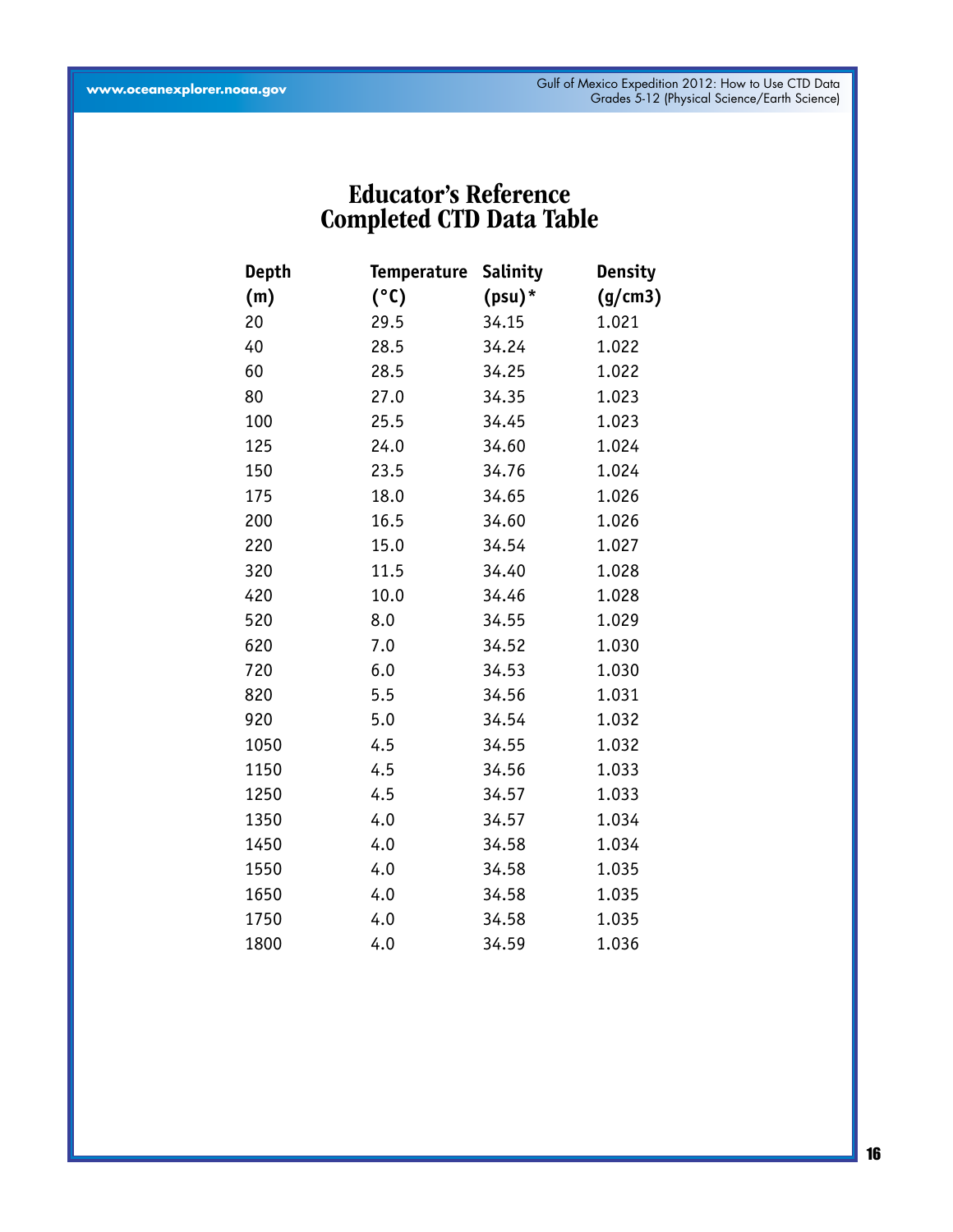# Educator's Reference
# Completed CTD Data Table

| Depth (m) | Temperature (°C) | Salinity (psu)* | Density (g/cm3) |
|---|---|---|---|
| 20 | 29.5 | 34.15 | 1.021 |
| 40 | 28.5 | 34.24 | 1.022 |
| 60 | 28.5 | 34.25 | 1.022 |
| 80 | 27.0 | 34.35 | 1.023 |
| 100 | 25.5 | 34.45 | 1.023 |
| 125 | 24.0 | 34.60 | 1.024 |
| 150 | 23.5 | 34.76 | 1.024 |
| 175 | 18.0 | 34.65 | 1.026 |
| 200 | 16.5 | 34.60 | 1.026 |
| 220 | 15.0 | 34.54 | 1.027 |
| 320 | 11.5 | 34.40 | 1.028 |
| 420 | 10.0 | 34.46 | 1.028 |
| 520 | 8.0 | 34.55 | 1.029 |
| 620 | 7.0 | 34.52 | 1.030 |
| 720 | 6.0 | 34.53 | 1.030 |
| 820 | 5.5 | 34.56 | 1.031 |
| 920 | 5.0 | 34.54 | 1.032 |
| 1050 | 4.5 | 34.55 | 1.032 |
| 1150 | 4.5 | 34.56 | 1.033 |
| 1250 | 4.5 | 34.57 | 1.033 |
| 1350 | 4.0 | 34.57 | 1.034 |
| 1450 | 4.0 | 34.58 | 1.034 |
| 1550 | 4.0 | 34.58 | 1.035 |
| 1650 | 4.0 | 34.58 | 1.035 |
| 1750 | 4.0 | 34.58 | 1.035 |
| 1800 | 4.0 | 34.59 | 1.036 |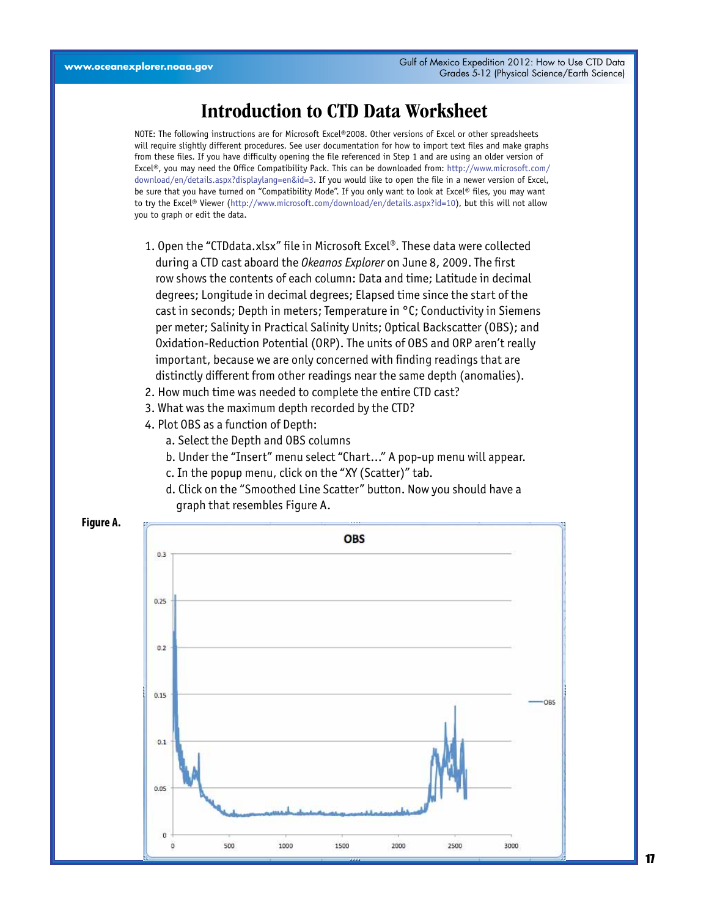# Introduction to CTD Data Worksheet

NOTE: The following instructions are for Microsoft Excel®2008. Other versions of Excel or other spreadsheets will require slightly different procedures. See user documentation for how to import text files and make graphs from these files. If you have difficulty opening the file referenced in Step 1 and are using an older version of Excel®, you may need the Office Compatibility Pack. This can be downloaded from: http://www.microsoft.com/download/en/details.aspx?displaylang=en&id=3. If you would like to open the file in a newer version of Excel, be sure that you have turned on "Compatibility Mode". If you only want to look at Excel® files, you may want to try the Excel® Viewer (http://www.microsoft.com/download/en/details.aspx?id=10), but this will not allow you to graph or edit the data.

1. Open the "CTDdata.xlsx" file in Microsoft Excel®. These data were collected during a CTD cast aboard the *Okeanos Explorer* on June 8, 2009. The first row shows the contents of each column: Data and time; Latitude in decimal degrees; Longitude in decimal degrees; Elapsed time since the start of the cast in seconds; Depth in meters; Temperature in °C; Conductivity in Siemens per meter; Salinity in Practical Salinity Units; Optical Backscatter (OBS); and Oxidation-Reduction Potential (ORP). The units of OBS and ORP aren't really important, because we are only concerned with finding readings that are distinctly different from other readings near the same depth (anomalies).
2. How much time was needed to complete the entire CTD cast?
3. What was the maximum depth recorded by the CTD?
4. Plot OBS as a function of Depth:
   a. Select the Depth and OBS columns
   b. Under the "Insert" menu select "Chart…" A pop-up menu will appear.
   c. In the popup menu, click on the "XY (Scatter)" tab.
   d. Click on the "Smoothed Line Scatter" button. Now you should have a graph that resembles Figure A.

**Figure A.**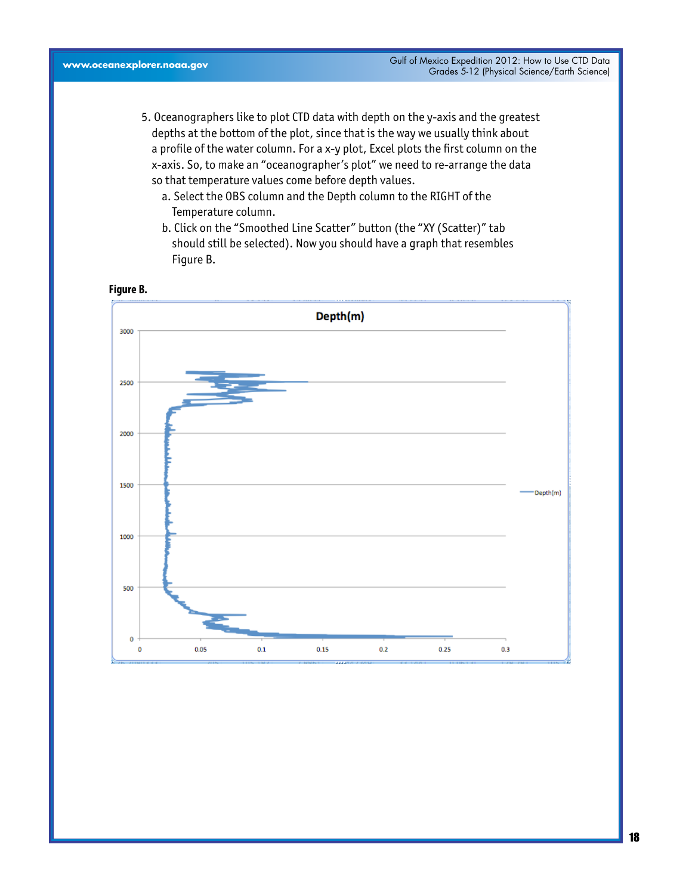5. Oceanographers like to plot CTD data with depth on the y-axis and the greatest depths at the bottom of the plot, since that is the way we usually think about a profile of the water column. For a x-y plot, Excel plots the first column on the x-axis. So, to make an "oceanographer's plot" we need to re-arrange the data so that temperature values come before depth values.
   a. Select the OBS column and the Depth column to the RIGHT of the Temperature column.
   b. Click on the "Smoothed Line Scatter" button (the "XY (Scatter)" tab should still be selected). Now you should have a graph that resembles Figure B.

**Figure B.**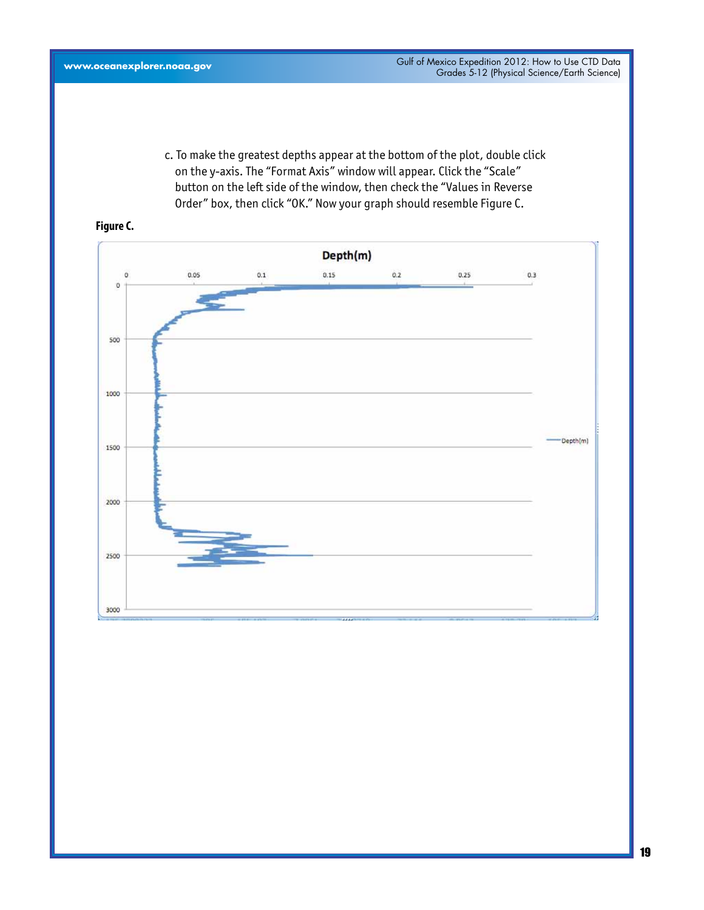c. To make the greatest depths appear at the bottom of the plot, double click on the y-axis. The "Format Axis" window will appear. Click the "Scale" button on the left side of the window, then check the "Values in Reverse Order" box, then click "OK." Now your graph should resemble Figure C.

**Figure C.**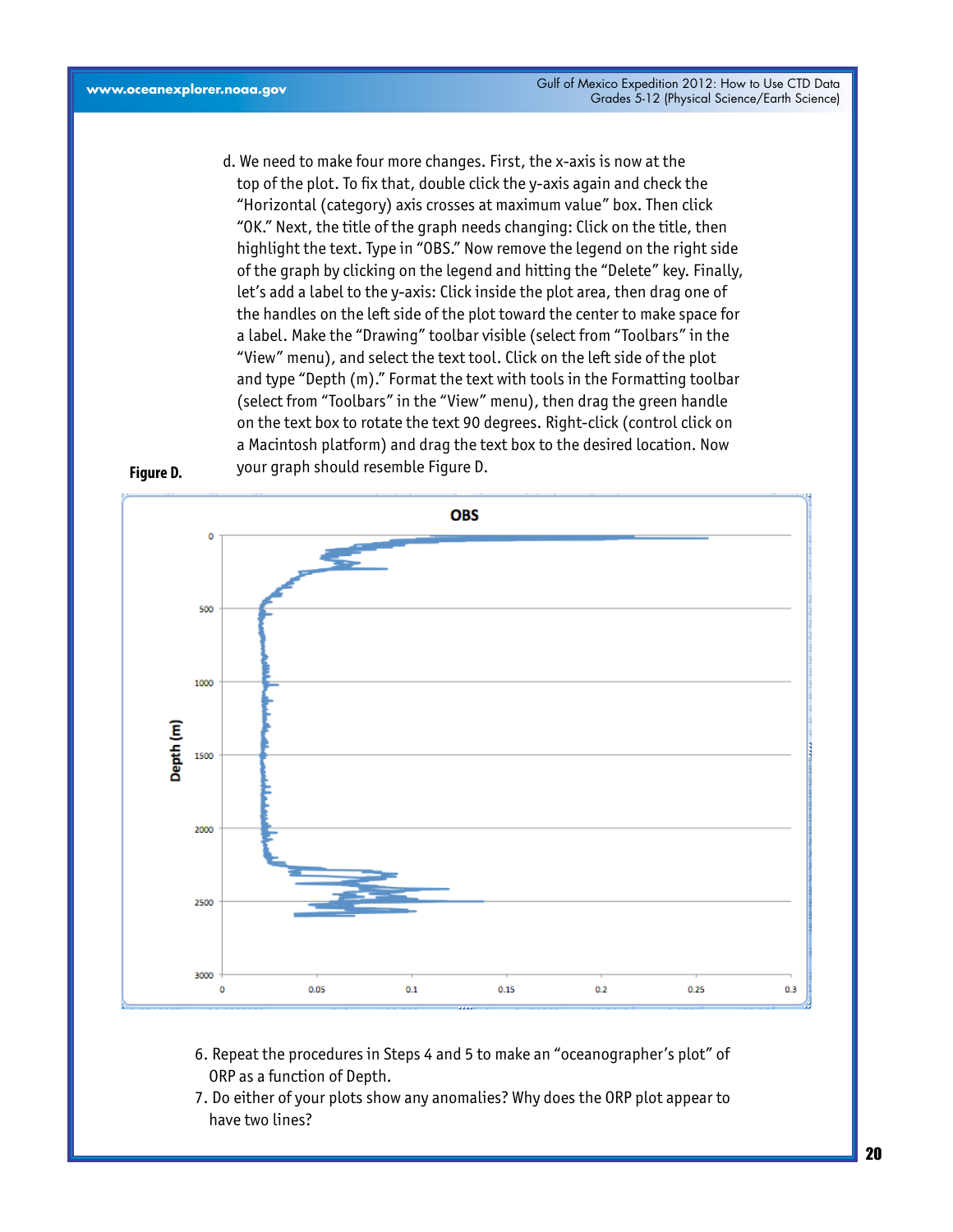d. We need to make four more changes. First, the x-axis is now at the top of the plot. To fix that, double click the y-axis again and check the "Horizontal (category) axis crosses at maximum value" box. Then click "OK." Next, the title of the graph needs changing: Click on the title, then highlight the text. Type in "OBS." Now remove the legend on the right side of the graph by clicking on the legend and hitting the "Delete" key. Finally, let's add a label to the y-axis: Click inside the plot area, then drag one of the handles on the left side of the plot toward the center to make space for a label. Make the "Drawing" toolbar visible (select from "Toolbars" in the "View" menu), and select the text tool. Click on the left side of the plot and type "Depth (m)." Format the text with tools in the Formatting toolbar (select from "Toolbars" in the "View" menu), then drag the green handle on the text box to rotate the text 90 degrees. Right-click (control click on a Macintosh platform) and drag the text box to the desired location. Now your graph should resemble Figure D.

**Figure D.**

6. Repeat the procedures in Steps 4 and 5 to make an "oceanographer's plot" of ORP as a function of Depth.
7. Do either of your plots show any anomalies? Why does the ORP plot appear to have two lines?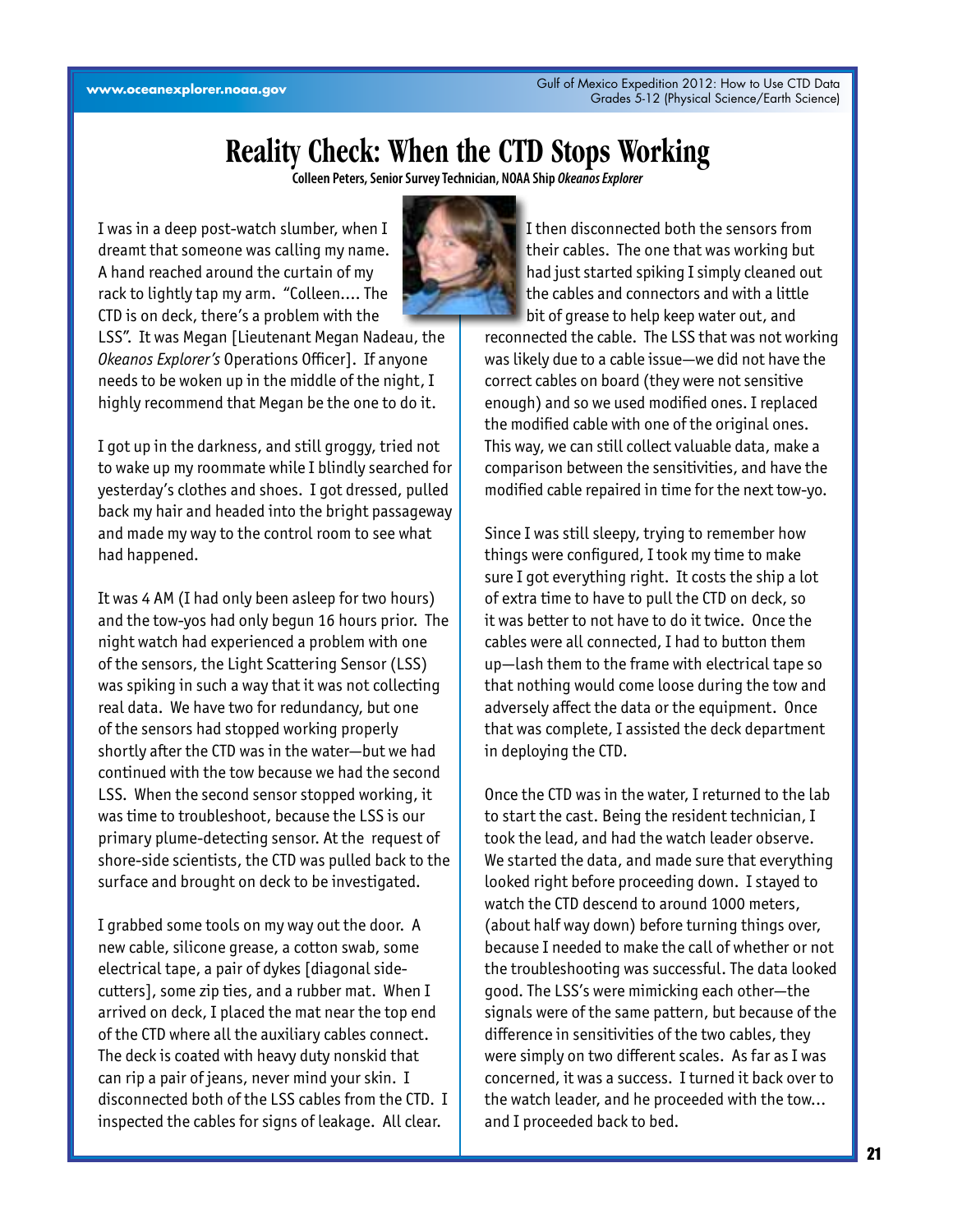# Reality Check: When the CTD Stops Working

**Colleen Peters, Senior Survey Technician, NOAA Ship *Okeanos Explorer***

I was in a deep post-watch slumber, when I dreamt that someone was calling my name. A hand reached around the curtain of my rack to lightly tap my arm. "Colleen…. The CTD is on deck, there's a problem with the LSS". It was Megan [Lieutenant Megan Nadeau, the *Okeanos Explorer's* Operations Officer]. If anyone needs to be woken up in the middle of the night, I highly recommend that Megan be the one to do it.

I got up in the darkness, and still groggy, tried not to wake up my roommate while I blindly searched for yesterday's clothes and shoes. I got dressed, pulled back my hair and headed into the bright passageway and made my way to the control room to see what had happened.

It was 4 AM (I had only been asleep for two hours) and the tow-yos had only begun 16 hours prior. The night watch had experienced a problem with one of the sensors, the Light Scattering Sensor (LSS) was spiking in such a way that it was not collecting real data. We have two for redundancy, but one of the sensors had stopped working properly shortly after the CTD was in the water—but we had continued with the tow because we had the second LSS. When the second sensor stopped working, it was time to troubleshoot, because the LSS is our primary plume-detecting sensor. At the request of shore-side scientists, the CTD was pulled back to the surface and brought on deck to be investigated.

I grabbed some tools on my way out the door. A new cable, silicone grease, a cotton swab, some electrical tape, a pair of dykes [diagonal side-cutters], some zip ties, and a rubber mat. When I arrived on deck, I placed the mat near the top end of the CTD where all the auxiliary cables connect. The deck is coated with heavy duty nonskid that can rip a pair of jeans, never mind your skin. I disconnected both of the LSS cables from the CTD. I inspected the cables for signs of leakage. All clear.

I then disconnected both the sensors from their cables. The one that was working but had just started spiking I simply cleaned out the cables and connectors and with a little bit of grease to help keep water out, and reconnected the cable. The LSS that was not working was likely due to a cable issue—we did not have the correct cables on board (they were not sensitive enough) and so we used modified ones. I replaced the modified cable with one of the original ones. This way, we can still collect valuable data, make a comparison between the sensitivities, and have the modified cable repaired in time for the next tow-yo.

Since I was still sleepy, trying to remember how things were configured, I took my time to make sure I got everything right. It costs the ship a lot of extra time to have to pull the CTD on deck, so it was better to not have to do it twice. Once the cables were all connected, I had to button them up—lash them to the frame with electrical tape so that nothing would come loose during the tow and adversely affect the data or the equipment. Once that was complete, I assisted the deck department in deploying the CTD.

Once the CTD was in the water, I returned to the lab to start the cast. Being the resident technician, I took the lead, and had the watch leader observe. We started the data, and made sure that everything looked right before proceeding down. I stayed to watch the CTD descend to around 1000 meters, (about half way down) before turning things over, because I needed to make the call of whether or not the troubleshooting was successful. The data looked good. The LSS's were mimicking each other—the signals were of the same pattern, but because of the difference in sensitivities of the two cables, they were simply on two different scales. As far as I was concerned, it was a success. I turned it back over to the watch leader, and he proceeded with the tow… and I proceeded back to bed.